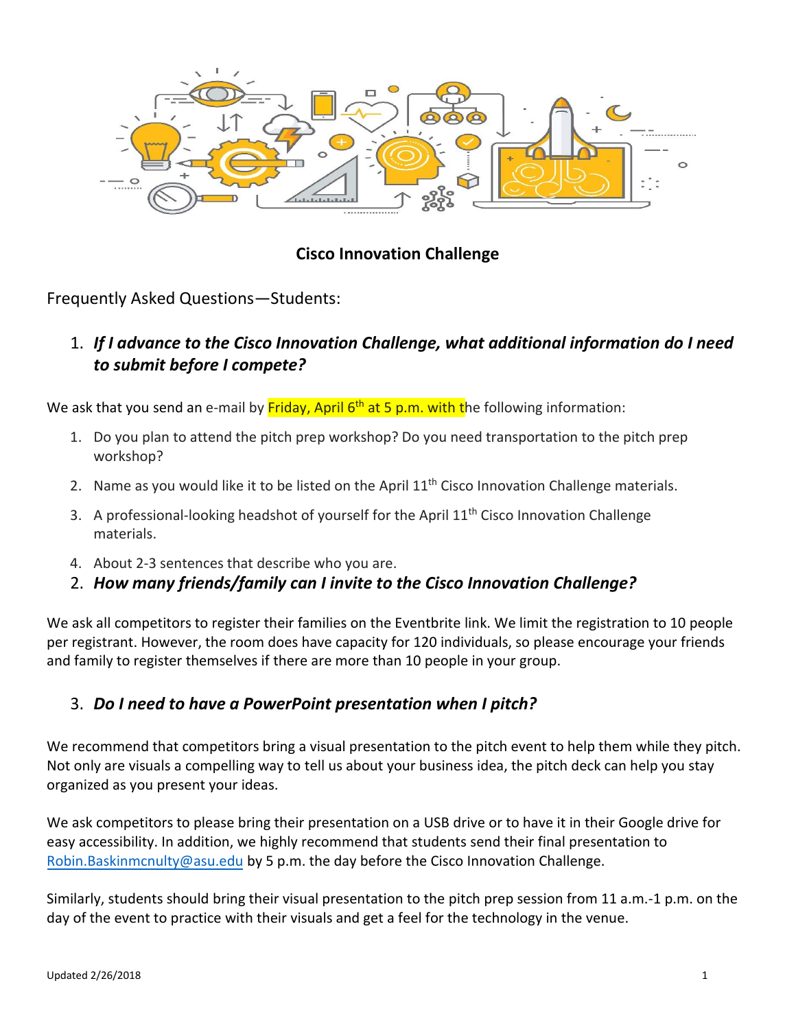# Cisco Innovation Challenge

Frequently Asked Questions—Students:

## 1. *If I advance to the Cisco Innovation Challenge, what additional information do I need to submit before I compete?*

We ask that you send an e-mail by Friday, April 6th at 5 p.m. with the following information:

1. Do you plan to attend the pitch prep workshop? Do you need transportation to the pitch prep workshop?
2. Name as you would like it to be listed on the April 11th Cisco Innovation Challenge materials.
3. A professional-looking headshot of yourself for the April 11th Cisco Innovation Challenge materials.
4. About 2-3 sentences that describe who you are.

## 2. *How many friends/family can I invite to the Cisco Innovation Challenge?*

We ask all competitors to register their families on the Eventbrite link. We limit the registration to 10 people per registrant. However, the room does have capacity for 120 individuals, so please encourage your friends and family to register themselves if there are more than 10 people in your group.

## 3. *Do I need to have a PowerPoint presentation when I pitch?*

We recommend that competitors bring a visual presentation to the pitch event to help them while they pitch. Not only are visuals a compelling way to tell us about your business idea, the pitch deck can help you stay organized as you present your ideas.

We ask competitors to please bring their presentation on a USB drive or to have it in their Google drive for easy accessibility. In addition, we highly recommend that students send their final presentation to Robin.Baskinmcnulty@asu.edu by 5 p.m. the day before the Cisco Innovation Challenge.

Similarly, students should bring their visual presentation to the pitch prep session from 11 a.m.-1 p.m. on the day of the event to practice with their visuals and get a feel for the technology in the venue.

Updated 2/26/2018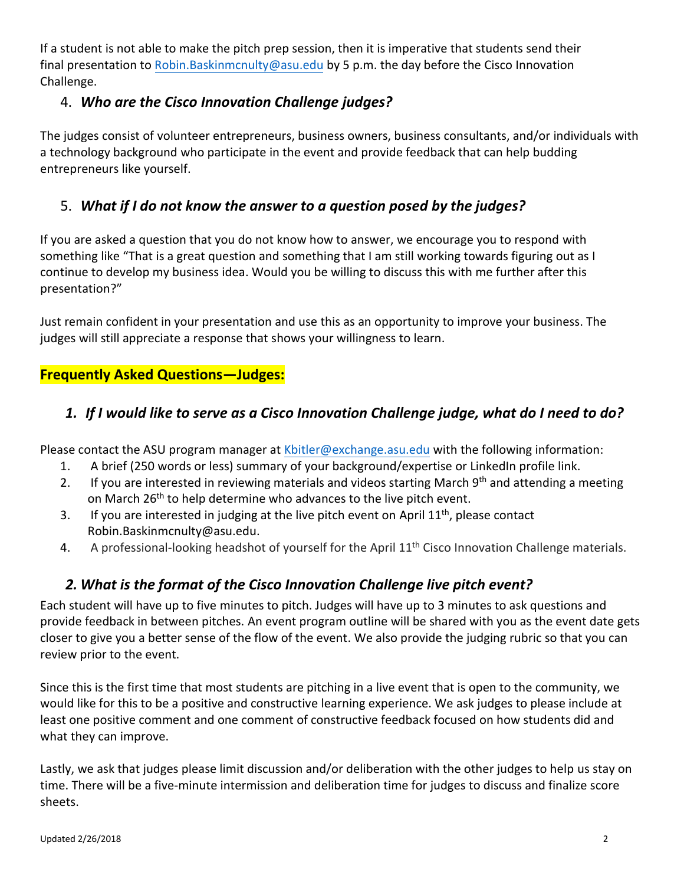If a student is not able to make the pitch prep session, then it is imperative that students send their final presentation to Robin.Baskinmcnulty@asu.edu by 5 p.m. the day before the Cisco Innovation Challenge.

### 4. *Who are the Cisco Innovation Challenge judges?*

The judges consist of volunteer entrepreneurs, business owners, business consultants, and/or individuals with a technology background who participate in the event and provide feedback that can help budding entrepreneurs like yourself.

### 5. *What if I do not know the answer to a question posed by the judges?*

If you are asked a question that you do not know how to answer, we encourage you to respond with something like "That is a great question and something that I am still working towards figuring out as I continue to develop my business idea. Would you be willing to discuss this with me further after this presentation?"

Just remain confident in your presentation and use this as an opportunity to improve your business. The judges will still appreciate a response that shows your willingness to learn.

## Frequently Asked Questions—Judges:

### *1. If I would like to serve as a Cisco Innovation Challenge judge, what do I need to do?*

Please contact the ASU program manager at Kbitler@exchange.asu.edu with the following information:

1. A brief (250 words or less) summary of your background/expertise or LinkedIn profile link.
2. If you are interested in reviewing materials and videos starting March 9th and attending a meeting on March 26th to help determine who advances to the live pitch event.
3. If you are interested in judging at the live pitch event on April 11th, please contact Robin.Baskinmcnulty@asu.edu.
4. A professional-looking headshot of yourself for the April 11th Cisco Innovation Challenge materials.

### *2. What is the format of the Cisco Innovation Challenge live pitch event?*

Each student will have up to five minutes to pitch. Judges will have up to 3 minutes to ask questions and provide feedback in between pitches. An event program outline will be shared with you as the event date gets closer to give you a better sense of the flow of the event. We also provide the judging rubric so that you can review prior to the event.

Since this is the first time that most students are pitching in a live event that is open to the community, we would like for this to be a positive and constructive learning experience. We ask judges to please include at least one positive comment and one comment of constructive feedback focused on how students did and what they can improve.

Lastly, we ask that judges please limit discussion and/or deliberation with the other judges to help us stay on time. There will be a five-minute intermission and deliberation time for judges to discuss and finalize score sheets.

Updated 2/26/2018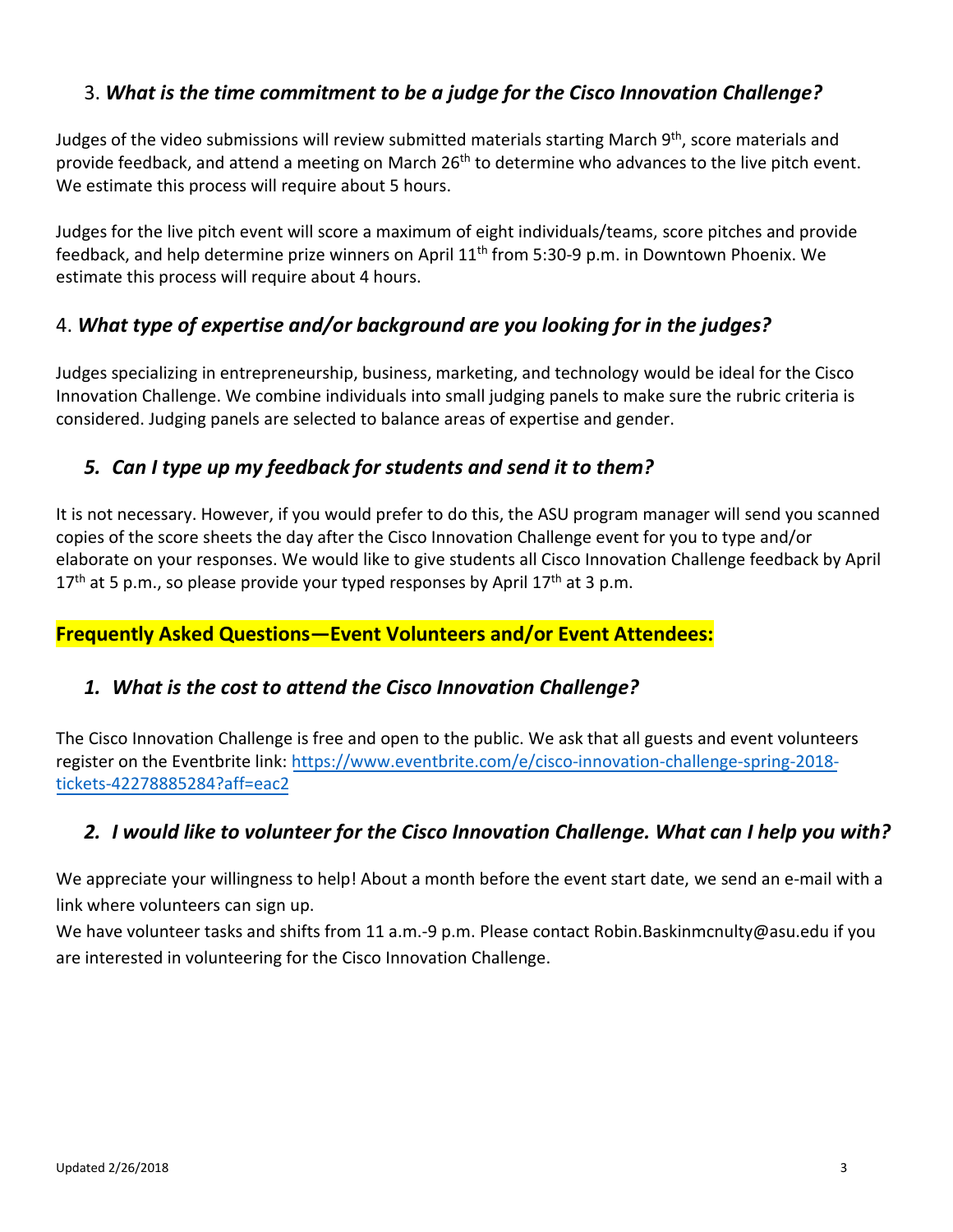### 3. *What is the time commitment to be a judge for the Cisco Innovation Challenge?*

Judges of the video submissions will review submitted materials starting March 9th, score materials and provide feedback, and attend a meeting on March 26th to determine who advances to the live pitch event. We estimate this process will require about 5 hours.

Judges for the live pitch event will score a maximum of eight individuals/teams, score pitches and provide feedback, and help determine prize winners on April 11th from 5:30-9 p.m. in Downtown Phoenix. We estimate this process will require about 4 hours.

### 4. *What type of expertise and/or background are you looking for in the judges?*

Judges specializing in entrepreneurship, business, marketing, and technology would be ideal for the Cisco Innovation Challenge. We combine individuals into small judging panels to make sure the rubric criteria is considered. Judging panels are selected to balance areas of expertise and gender.

### 5. *Can I type up my feedback for students and send it to them?*

It is not necessary. However, if you would prefer to do this, the ASU program manager will send you scanned copies of the score sheets the day after the Cisco Innovation Challenge event for you to type and/or elaborate on your responses. We would like to give students all Cisco Innovation Challenge feedback by April 17th at 5 p.m., so please provide your typed responses by April 17th at 3 p.m.

## Frequently Asked Questions—Event Volunteers and/or Event Attendees:

### 1. *What is the cost to attend the Cisco Innovation Challenge?*

The Cisco Innovation Challenge is free and open to the public. We ask that all guests and event volunteers register on the Eventbrite link: [https://www.eventbrite.com/e/cisco-innovation-challenge-spring-2018-tickets-42278885284?aff=eac2](https://www.eventbrite.com/e/cisco-innovation-challenge-spring-2018-tickets-42278885284?aff=eac2)

### 2. *I would like to volunteer for the Cisco Innovation Challenge. What can I help you with?*

We appreciate your willingness to help! About a month before the event start date, we send an e-mail with a link where volunteers can sign up.

We have volunteer tasks and shifts from 11 a.m.-9 p.m. Please contact Robin.Baskinmcnulty@asu.edu if you are interested in volunteering for the Cisco Innovation Challenge.

Updated 2/26/2018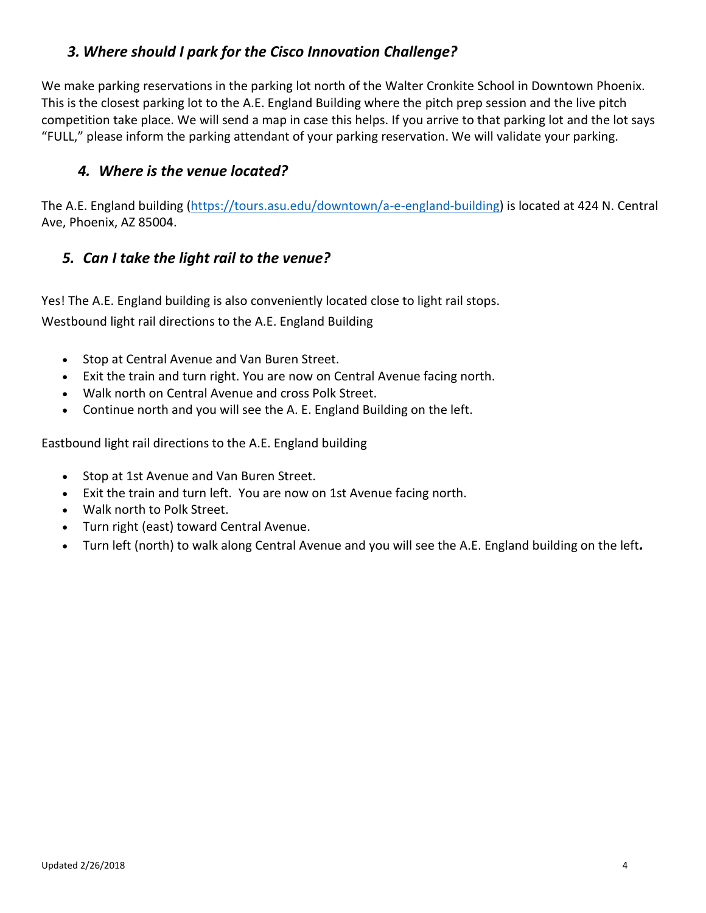### *3. Where should I park for the Cisco Innovation Challenge?*

We make parking reservations in the parking lot north of the Walter Cronkite School in Downtown Phoenix. This is the closest parking lot to the A.E. England Building where the pitch prep session and the live pitch competition take place. We will send a map in case this helps. If you arrive to that parking lot and the lot says "FULL," please inform the parking attendant of your parking reservation. We will validate your parking.

### *4. Where is the venue located?*

The A.E. England building ([https://tours.asu.edu/downtown/a-e-england-building](https://tours.asu.edu/downtown/a-e-england-building)) is located at 424 N. Central Ave, Phoenix, AZ 85004.

### *5. Can I take the light rail to the venue?*

Yes! The A.E. England building is also conveniently located close to light rail stops.

Westbound light rail directions to the A.E. England Building

- Stop at Central Avenue and Van Buren Street.
- Exit the train and turn right. You are now on Central Avenue facing north.
- Walk north on Central Avenue and cross Polk Street.
- Continue north and you will see the A. E. England Building on the left.

Eastbound light rail directions to the A.E. England building

- Stop at 1st Avenue and Van Buren Street.
- Exit the train and turn left. You are now on 1st Avenue facing north.
- Walk north to Polk Street.
- Turn right (east) toward Central Avenue.
- Turn left (north) to walk along Central Avenue and you will see the A.E. England building on the left**.**

Updated 2/26/2018